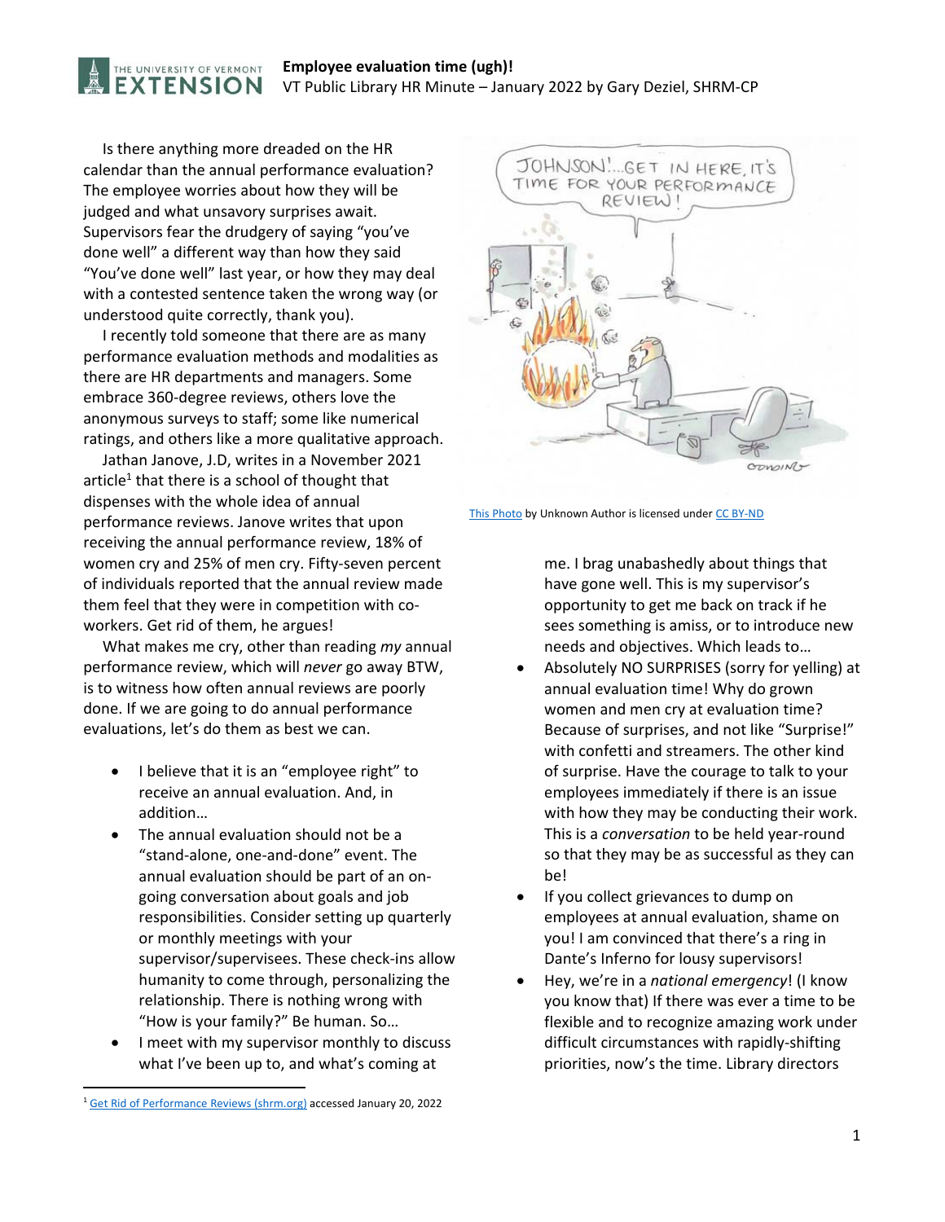**Employee evaluation time (ugh)!**

VT Public Library HR Minute – January 2022 by Gary Deziel, SHRM-CP

Is there anything more dreaded on the HR calendar than the annual performance evaluation? The employee worries about how they will be judged and what unsavory surprises await. Supervisors fear the drudgery of saying "you've done well" a different way than how they said "You've done well" last year, or how they may deal with a contested sentence taken the wrong way (or understood quite correctly, thank you).

I recently told someone that there are as many performance evaluation methods and modalities as there are HR departments and managers. Some embrace 360-degree reviews, others love the anonymous surveys to staff; some like numerical ratings, and others like a more qualitative approach.

Jathan Janove, J.D, writes in a November 2021 article[1] that there is a school of thought that dispenses with the whole idea of annual performance reviews. Janove writes that upon receiving the annual performance review, 18% of women cry and 25% of men cry. Fifty-seven percent of individuals reported that the annual review made them feel that they were in competition with co-workers. Get rid of them, he argues!

What makes me cry, other than reading *my* annual performance review, which will *never* go away BTW, is to witness how often annual reviews are poorly done. If we are going to do annual performance evaluations, let's do them as best we can.

- I believe that it is an "employee right" to receive an annual evaluation. And, in addition…
- The annual evaluation should not be a "stand-alone, one-and-done" event. The annual evaluation should be part of an on-going conversation about goals and job responsibilities. Consider setting up quarterly or monthly meetings with your supervisor/supervisees. These check-ins allow humanity to come through, personalizing the relationship. There is nothing wrong with "How is your family?" Be human. So…
- I meet with my supervisor monthly to discuss what I've been up to, and what's coming at me. I brag unabashedly about things that have gone well. This is my supervisor's opportunity to get me back on track if he sees something is amiss, or to introduce new needs and objectives. Which leads to…
- Absolutely NO SURPRISES (sorry for yelling) at annual evaluation time! Why do grown women and men cry at evaluation time? Because of surprises, and not like "Surprise!" with confetti and streamers. The other kind of surprise. Have the courage to talk to your employees immediately if there is an issue with how they may be conducting their work. This is a *conversation* to be held year-round so that they may be as successful as they can be!
- If you collect grievances to dump on employees at annual evaluation, shame on you! I am convinced that there's a ring in Dante's Inferno for lousy supervisors!
- Hey, we're in a *national emergency*! (I know you know that) If there was ever a time to be flexible and to recognize amazing work under difficult circumstances with rapidly-shifting priorities, now's the time. Library directors

This Photo by Unknown Author is licensed under CC BY-ND

[1] Get Rid of Performance Reviews (shrm.org) accessed January 20, 2022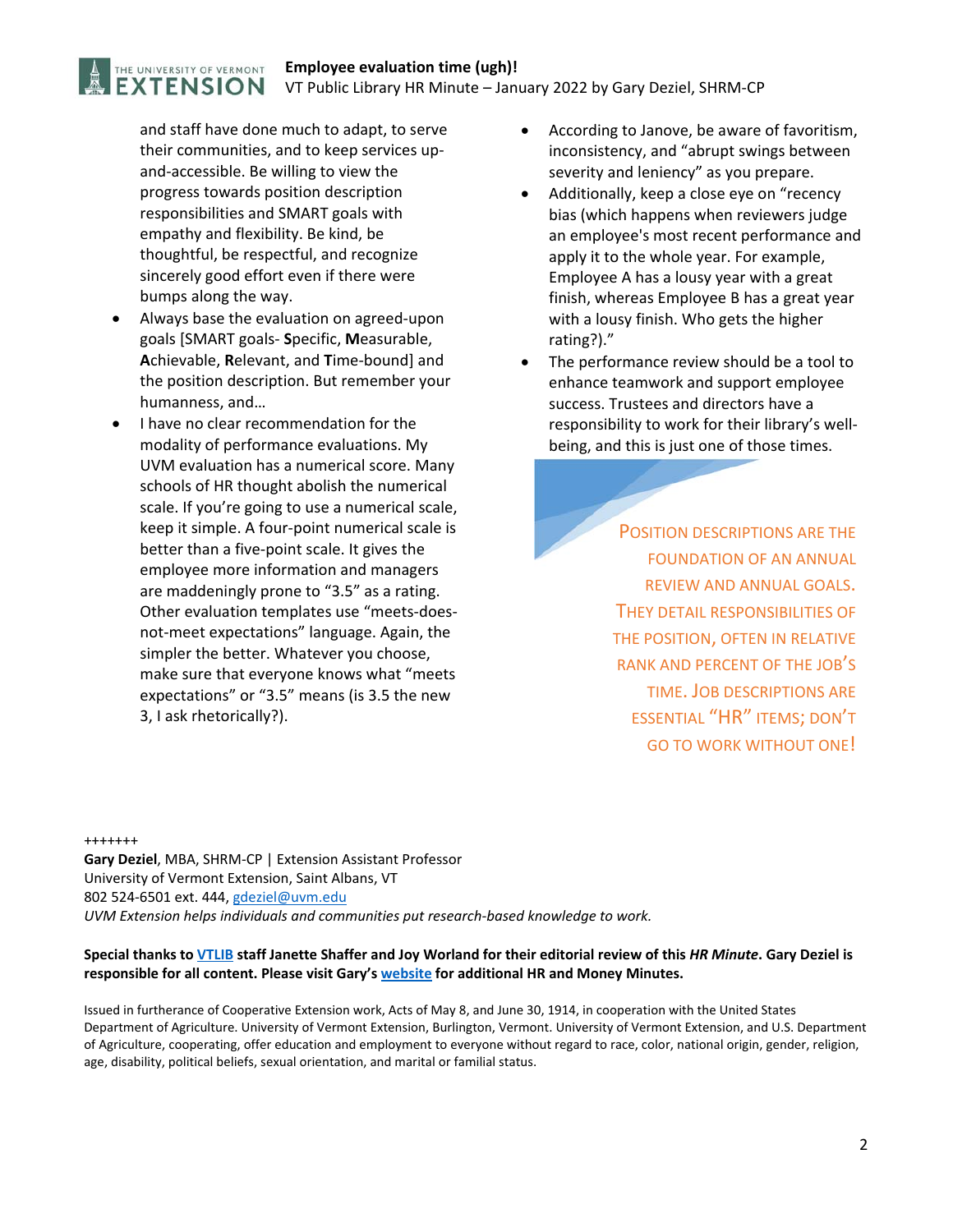and staff have done much to adapt, to serve their communities, and to keep services up-and-accessible. Be willing to view the progress towards position description responsibilities and SMART goals with empathy and flexibility. Be kind, be thoughtful, be respectful, and recognize sincerely good effort even if there were bumps along the way.

- Always base the evaluation on agreed-upon goals [SMART goals- **S**pecific, **M**easurable, **A**chievable, **R**elevant, and **T**ime-bound] and the position description. But remember your humanness, and…
- I have no clear recommendation for the modality of performance evaluations. My UVM evaluation has a numerical score. Many schools of HR thought abolish the numerical scale. If you're going to use a numerical scale, keep it simple. A four-point numerical scale is better than a five-point scale. It gives the employee more information and managers are maddeningly prone to "3.5" as a rating. Other evaluation templates use "meets-does-not-meet expectations" language. Again, the simpler the better. Whatever you choose, make sure that everyone knows what "meets expectations" or "3.5" means (is 3.5 the new 3, I ask rhetorically?).
- According to Janove, be aware of favoritism, inconsistency, and "abrupt swings between severity and leniency" as you prepare.
- Additionally, keep a close eye on "recency bias (which happens when reviewers judge an employee's most recent performance and apply it to the whole year. For example, Employee A has a lousy year with a great finish, whereas Employee B has a great year with a lousy finish. Who gets the higher rating?)."
- The performance review should be a tool to enhance teamwork and support employee success. Trustees and directors have a responsibility to work for their library's well-being, and this is just one of those times.

POSITION DESCRIPTIONS ARE THE FOUNDATION OF AN ANNUAL REVIEW AND ANNUAL GOALS. THEY DETAIL RESPONSIBILITIES OF THE POSITION, OFTEN IN RELATIVE RANK AND PERCENT OF THE JOB'S TIME. JOB DESCRIPTIONS ARE ESSENTIAL "HR" ITEMS; DON'T GO TO WORK WITHOUT ONE!

+++++++

**Gary Deziel**, MBA, SHRM-CP | Extension Assistant Professor
University of Vermont Extension, Saint Albans, VT
802 524-6501 ext. 444, gdeziel@uvm.edu
*UVM Extension helps individuals and communities put research-based knowledge to work.*

**Special thanks to VTLIB staff Janette Shaffer and Joy Worland for their editorial review of this *HR Minute*. Gary Deziel is responsible for all content. Please visit Gary's website for additional HR and Money Minutes.**

Issued in furtherance of Cooperative Extension work, Acts of May 8, and June 30, 1914, in cooperation with the United States Department of Agriculture. University of Vermont Extension, Burlington, Vermont. University of Vermont Extension, and U.S. Department of Agriculture, cooperating, offer education and employment to everyone without regard to race, color, national origin, gender, religion, age, disability, political beliefs, sexual orientation, and marital or familial status.